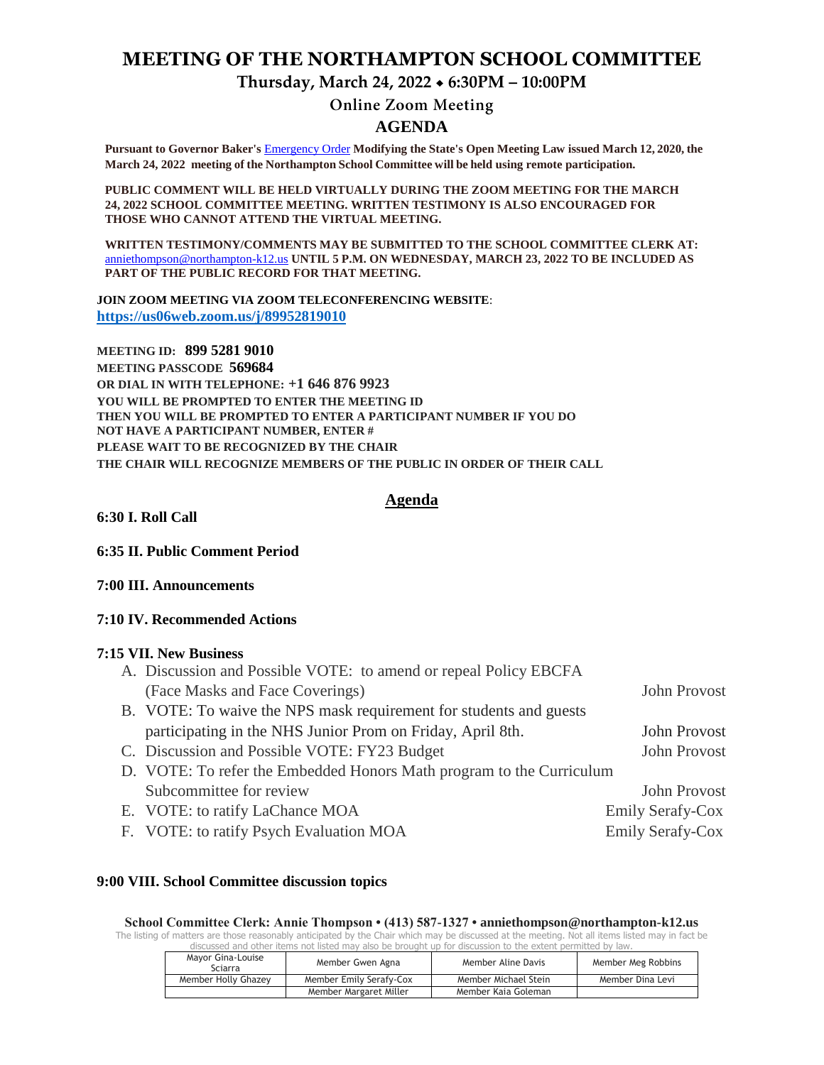# MEETING OF THE NORTHAMPTON SCHOOL COMMITTEE

## Thursday, March 24, 2022 ⬥ 6:30PM – 10:00PM

### Online Zoom Meeting

### AGENDA

**Pursuant to Governor Baker's** Emergency Order **Modifying the State's Open Meeting Law issued March 12, 2020, the March 24, 2022 meeting of the Northampton School Committee will be held using remote participation.**

**PUBLIC COMMENT WILL BE HELD VIRTUALLY DURING THE ZOOM MEETING FOR THE MARCH 24, 2022 SCHOOL COMMITTEE MEETING. WRITTEN TESTIMONY IS ALSO ENCOURAGED FOR THOSE WHO CANNOT ATTEND THE VIRTUAL MEETING.**

**WRITTEN TESTIMONY/COMMENTS MAY BE SUBMITTED TO THE SCHOOL COMMITTEE CLERK AT:** anniethompson@northampton-k12.us **UNTIL 5 P.M. ON WEDNESDAY, MARCH 23, 2022 TO BE INCLUDED AS PART OF THE PUBLIC RECORD FOR THAT MEETING.**

**JOIN ZOOM MEETING VIA ZOOM TELECONFERENCING WEBSITE**:
**https://us06web.zoom.us/j/89952819010**

**MEETING ID: 899 5281 9010**
**MEETING PASSCODE 569684**
**OR DIAL IN WITH TELEPHONE: +1 646 876 9923**
**YOU WILL BE PROMPTED TO ENTER THE MEETING ID**
**THEN YOU WILL BE PROMPTED TO ENTER A PARTICIPANT NUMBER IF YOU DO NOT HAVE A PARTICIPANT NUMBER, ENTER #**
**PLEASE WAIT TO BE RECOGNIZED BY THE CHAIR**
**THE CHAIR WILL RECOGNIZE MEMBERS OF THE PUBLIC IN ORDER OF THEIR CALL**

## Agenda

**6:30 I. Roll Call**

**6:35 II. Public Comment Period**

**7:00 III. Announcements**

**7:10 IV. Recommended Actions**

**7:15 VII. New Business**

A. Discussion and Possible VOTE: to amend or repeal Policy EBCFA (Face Masks and Face Coverings) — John Provost
B. VOTE: To waive the NPS mask requirement for students and guests participating in the NHS Junior Prom on Friday, April 8th. — John Provost
C. Discussion and Possible VOTE: FY23 Budget — John Provost
D. VOTE: To refer the Embedded Honors Math program to the Curriculum Subcommittee for review — John Provost
E. VOTE: to ratify LaChance MOA — Emily Serafy-Cox
F. VOTE: to ratify Psych Evaluation MOA — Emily Serafy-Cox

**9:00 VIII. School Committee discussion topics**

**School Committee Clerk: Annie Thompson • (413) 587-1327 • anniethompson@northampton-k12.us**

The listing of matters are those reasonably anticipated by the Chair which may be discussed at the meeting. Not all items listed may in fact be discussed and other items not listed may also be brought up for discussion to the extent permitted by law.

| Mayor Gina-Louise Sciarra | Member Gwen Agna | Member Aline Davis | Member Meg Robbins |
|---|---|---|---|
| Member Holly Ghazey | Member Emily Serafy-Cox | Member Michael Stein | Member Dina Levi |
| | Member Margaret Miller | Member Kaia Goleman | |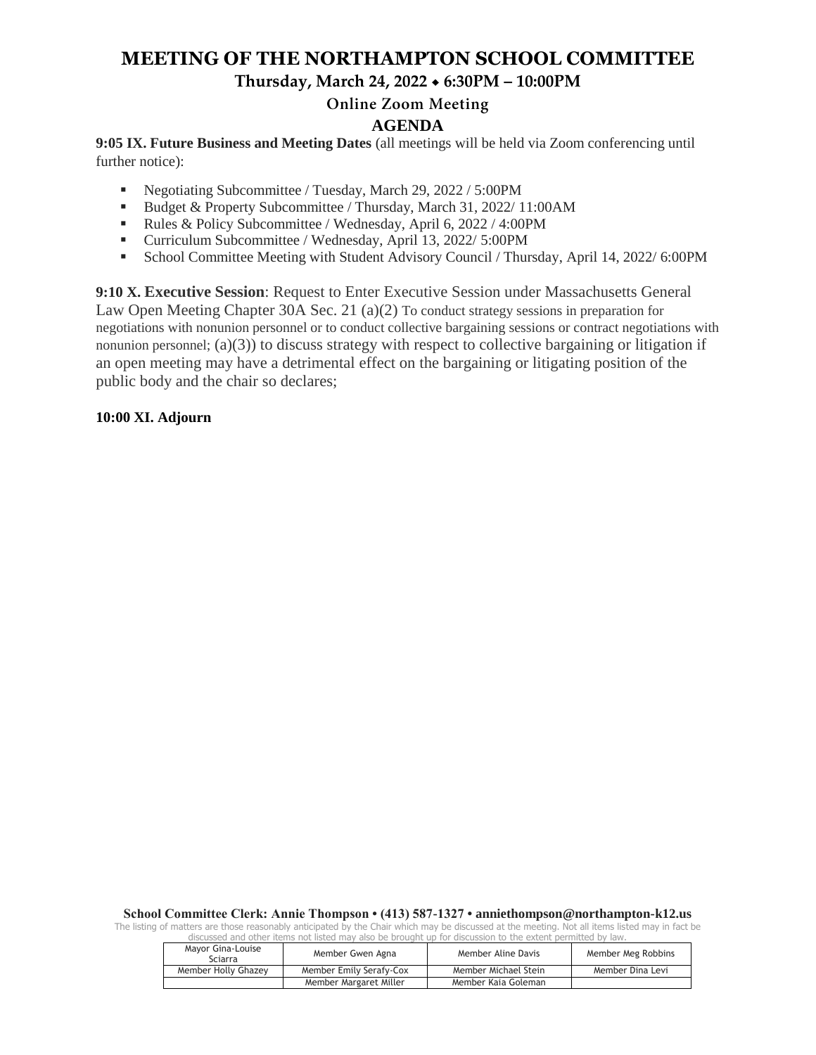# MEETING OF THE NORTHAMPTON SCHOOL COMMITTEE

## Thursday, March 24, 2022 ⬥ 6:30PM – 10:00PM

### Online Zoom Meeting

### AGENDA

**9:05 IX. Future Business and Meeting Dates** (all meetings will be held via Zoom conferencing until further notice):

- Negotiating Subcommittee / Tuesday, March 29, 2022 / 5:00PM
- Budget & Property Subcommittee / Thursday, March 31, 2022/ 11:00AM
- Rules & Policy Subcommittee / Wednesday, April 6, 2022 / 4:00PM
- Curriculum Subcommittee / Wednesday, April 13, 2022/ 5:00PM
- School Committee Meeting with Student Advisory Council / Thursday, April 14, 2022/ 6:00PM

**9:10 X. Executive Session**: Request to Enter Executive Session under Massachusetts General Law Open Meeting Chapter 30A Sec. 21 (a)(2) To conduct strategy sessions in preparation for negotiations with nonunion personnel or to conduct collective bargaining sessions or contract negotiations with nonunion personnel; (a)(3)) to discuss strategy with respect to collective bargaining or litigation if an open meeting may have a detrimental effect on the bargaining or litigating position of the public body and the chair so declares;

**10:00 XI. Adjourn**

**School Committee Clerk: Annie Thompson • (413) 587-1327 • anniethompson@northampton-k12.us**

The listing of matters are those reasonably anticipated by the Chair which may be discussed at the meeting. Not all items listed may in fact be discussed and other items not listed may also be brought up for discussion to the extent permitted by law.

| | | | |
|---|---|---|---|
| Mayor Gina-Louise Sciarra | Member Gwen Agna | Member Aline Davis | Member Meg Robbins |
| Member Holly Ghazey | Member Emily Serafy-Cox | Member Michael Stein | Member Dina Levi |
| | Member Margaret Miller | Member Kaia Goleman | |